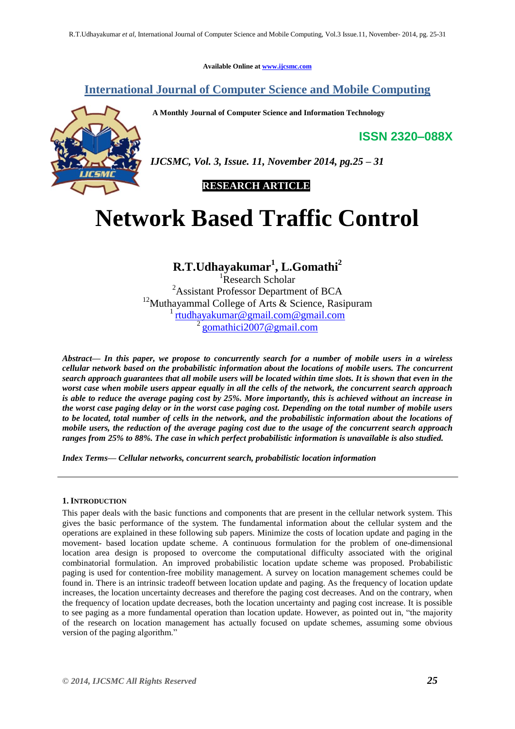Available Online at www.ijcsmc.com

# International Journal of Computer Science and Mobile Computing

**A Monthly Journal of Computer Science and Information Technology**

**ISSN 2320–088X**

*IJCSMC, Vol. 3, Issue. 11, November 2014, pg.25 – 31*

**RESEARCH ARTICLE**

# Network Based Traffic Control

## R.T.Udhayakumar[1], L.Gomathi[2]

[1]Research Scholar
[2]Assistant Professor Department of BCA
[12]Muthayammal College of Arts & Science, Rasipuram
[1] rtudhayakumar@gmail.com@gmail.com
[2] gomathici2007@gmail.com

***Abstract***— ***In this paper, we propose to concurrently search for a number of mobile users in a wireless cellular network based on the probabilistic information about the locations of mobile users. The concurrent search approach guarantees that all mobile users will be located within time slots. It is shown that even in the worst case when mobile users appear equally in all the cells of the network, the concurrent search approach is able to reduce the average paging cost by 25%. More importantly, this is achieved without an increase in the worst case paging delay or in the worst case paging cost. Depending on the total number of mobile users to be located, total number of cells in the network, and the probabilistic information about the locations of mobile users, the reduction of the average paging cost due to the usage of the concurrent search approach ranges from 25% to 88%. The case in which perfect probabilistic information is unavailable is also studied.***

***Index Terms— Cellular networks, concurrent search, probabilistic location information***

### 1. Introduction

This paper deals with the basic functions and components that are present in the cellular network system. This gives the basic performance of the system. The fundamental information about the cellular system and the operations are explained in these following sub papers. Minimize the costs of location update and paging in the movement- based location update scheme. A continuous formulation for the problem of one-dimensional location area design is proposed to overcome the computational difficulty associated with the original combinatorial formulation. An improved probabilistic location update scheme was proposed. Probabilistic paging is used for contention-free mobility management. A survey on location management schemes could be found in. There is an intrinsic tradeoff between location update and paging. As the frequency of location update increases, the location uncertainty decreases and therefore the paging cost decreases. And on the contrary, when the frequency of location update decreases, both the location uncertainty and paging cost increase. It is possible to see paging as a more fundamental operation than location update. However, as pointed out in, "the majority of the research on location management has actually focused on update schemes, assuming some obvious version of the paging algorithm."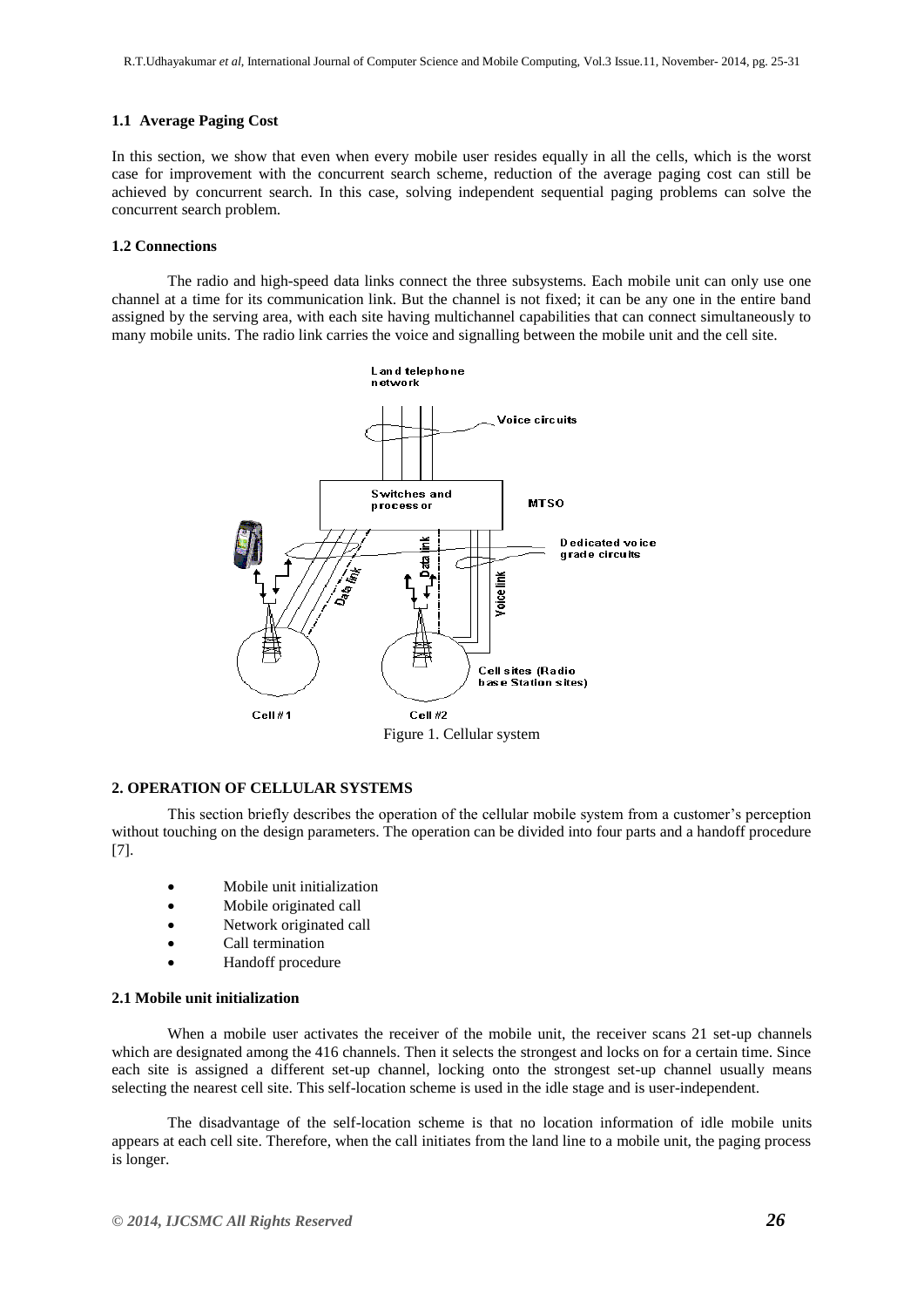### 1.1 Average Paging Cost

In this section, we show that even when every mobile user resides equally in all the cells, which is the worst case for improvement with the concurrent search scheme, reduction of the average paging cost can still be achieved by concurrent search. In this case, solving independent sequential paging problems can solve the concurrent search problem.

### 1.2 Connections

The radio and high-speed data links connect the three subsystems. Each mobile unit can only use one channel at a time for its communication link. But the channel is not fixed; it can be any one in the entire band assigned by the serving area, with each site having multichannel capabilities that can connect simultaneously to many mobile units. The radio link carries the voice and signalling between the mobile unit and the cell site.

Figure 1. Cellular system

## 2. OPERATION OF CELLULAR SYSTEMS

This section briefly describes the operation of the cellular mobile system from a customer's perception without touching on the design parameters. The operation can be divided into four parts and a handoff procedure [7].

- Mobile unit initialization
- Mobile originated call
- Network originated call
- Call termination
- Handoff procedure

### 2.1 Mobile unit initialization

When a mobile user activates the receiver of the mobile unit, the receiver scans 21 set-up channels which are designated among the 416 channels. Then it selects the strongest and locks on for a certain time. Since each site is assigned a different set-up channel, locking onto the strongest set-up channel usually means selecting the nearest cell site. This self-location scheme is used in the idle stage and is user-independent.

The disadvantage of the self-location scheme is that no location information of idle mobile units appears at each cell site. Therefore, when the call initiates from the land line to a mobile unit, the paging process is longer.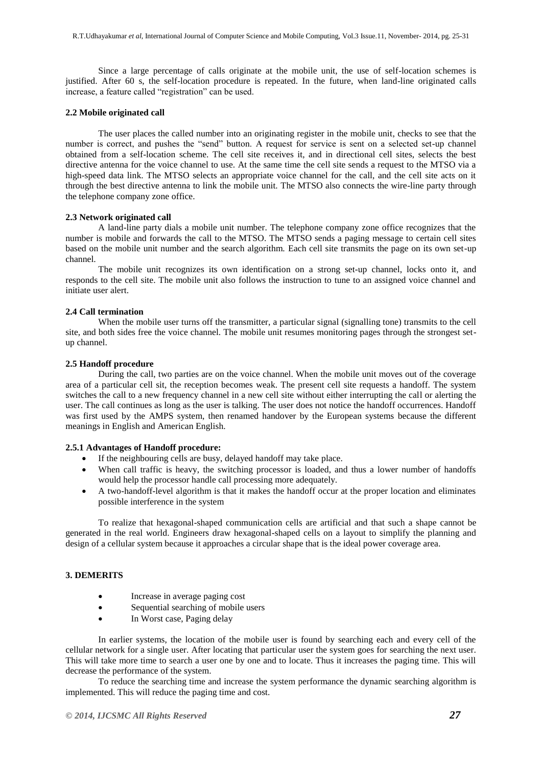Since a large percentage of calls originate at the mobile unit, the use of self-location schemes is justified. After 60 s, the self-location procedure is repeated. In the future, when land-line originated calls increase, a feature called "registration" can be used.

### 2.2 Mobile originated call

The user places the called number into an originating register in the mobile unit, checks to see that the number is correct, and pushes the "send" button. A request for service is sent on a selected set-up channel obtained from a self-location scheme. The cell site receives it, and in directional cell sites, selects the best directive antenna for the voice channel to use. At the same time the cell site sends a request to the MTSO via a high-speed data link. The MTSO selects an appropriate voice channel for the call, and the cell site acts on it through the best directive antenna to link the mobile unit. The MTSO also connects the wire-line party through the telephone company zone office.

### 2.3 Network originated call

A land-line party dials a mobile unit number. The telephone company zone office recognizes that the number is mobile and forwards the call to the MTSO. The MTSO sends a paging message to certain cell sites based on the mobile unit number and the search algorithm. Each cell site transmits the page on its own set-up channel.

The mobile unit recognizes its own identification on a strong set-up channel, locks onto it, and responds to the cell site. The mobile unit also follows the instruction to tune to an assigned voice channel and initiate user alert.

### 2.4 Call termination

When the mobile user turns off the transmitter, a particular signal (signalling tone) transmits to the cell site, and both sides free the voice channel. The mobile unit resumes monitoring pages through the strongest set-up channel.

### 2.5 Handoff procedure

During the call, two parties are on the voice channel. When the mobile unit moves out of the coverage area of a particular cell sit, the reception becomes weak. The present cell site requests a handoff. The system switches the call to a new frequency channel in a new cell site without either interrupting the call or alerting the user. The call continues as long as the user is talking. The user does not notice the handoff occurrences. Handoff was first used by the AMPS system, then renamed handover by the European systems because the different meanings in English and American English.

#### 2.5.1 Advantages of Handoff procedure:

- If the neighbouring cells are busy, delayed handoff may take place.
- When call traffic is heavy, the switching processor is loaded, and thus a lower number of handoffs would help the processor handle call processing more adequately.
- A two-handoff-level algorithm is that it makes the handoff occur at the proper location and eliminates possible interference in the system

To realize that hexagonal-shaped communication cells are artificial and that such a shape cannot be generated in the real world. Engineers draw hexagonal-shaped cells on a layout to simplify the planning and design of a cellular system because it approaches a circular shape that is the ideal power coverage area.

## 3. DEMERITS

- Increase in average paging cost
- Sequential searching of mobile users
- In Worst case, Paging delay

In earlier systems, the location of the mobile user is found by searching each and every cell of the cellular network for a single user. After locating that particular user the system goes for searching the next user. This will take more time to search a user one by one and to locate. Thus it increases the paging time. This will decrease the performance of the system.

To reduce the searching time and increase the system performance the dynamic searching algorithm is implemented. This will reduce the paging time and cost.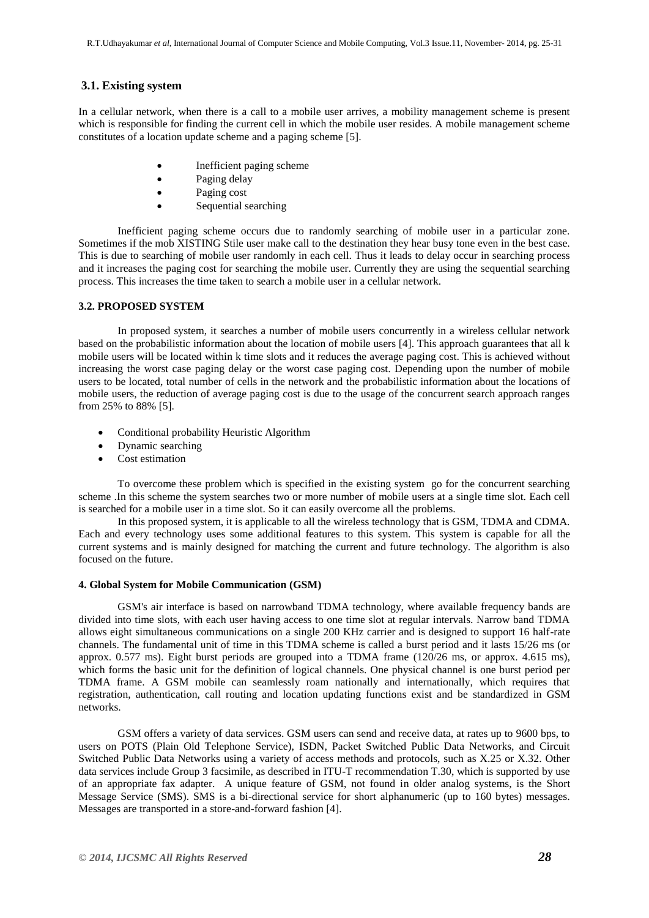## 3.1. Existing system

In a cellular network, when there is a call to a mobile user arrives, a mobility management scheme is present which is responsible for finding the current cell in which the mobile user resides. A mobile management scheme constitutes of a location update scheme and a paging scheme [5].

- Inefficient paging scheme
- Paging delay
- Paging cost
- Sequential searching

Inefficient paging scheme occurs due to randomly searching of mobile user in a particular zone. Sometimes if the mob XISTING Stile user make call to the destination they hear busy tone even in the best case. This is due to searching of mobile user randomly in each cell. Thus it leads to delay occur in searching process and it increases the paging cost for searching the mobile user. Currently they are using the sequential searching process. This increases the time taken to search a mobile user in a cellular network.

### 3.2. PROPOSED SYSTEM

In proposed system, it searches a number of mobile users concurrently in a wireless cellular network based on the probabilistic information about the location of mobile users [4]. This approach guarantees that all k mobile users will be located within k time slots and it reduces the average paging cost. This is achieved without increasing the worst case paging delay or the worst case paging cost. Depending upon the number of mobile users to be located, total number of cells in the network and the probabilistic information about the locations of mobile users, the reduction of average paging cost is due to the usage of the concurrent search approach ranges from 25% to 88% [5].

- Conditional probability Heuristic Algorithm
- Dynamic searching
- Cost estimation

To overcome these problem which is specified in the existing system go for the concurrent searching scheme .In this scheme the system searches two or more number of mobile users at a single time slot. Each cell is searched for a mobile user in a time slot. So it can easily overcome all the problems.

In this proposed system, it is applicable to all the wireless technology that is GSM, TDMA and CDMA. Each and every technology uses some additional features to this system. This system is capable for all the current systems and is mainly designed for matching the current and future technology. The algorithm is also focused on the future.

### 4. Global System for Mobile Communication (GSM)

GSM's air interface is based on narrowband TDMA technology, where available frequency bands are divided into time slots, with each user having access to one time slot at regular intervals. Narrow band TDMA allows eight simultaneous communications on a single 200 KHz carrier and is designed to support 16 half-rate channels. The fundamental unit of time in this TDMA scheme is called a burst period and it lasts 15/26 ms (or approx. 0.577 ms). Eight burst periods are grouped into a TDMA frame (120/26 ms, or approx. 4.615 ms), which forms the basic unit for the definition of logical channels. One physical channel is one burst period per TDMA frame. A GSM mobile can seamlessly roam nationally and internationally, which requires that registration, authentication, call routing and location updating functions exist and be standardized in GSM networks.

GSM offers a variety of data services. GSM users can send and receive data, at rates up to 9600 bps, to users on POTS (Plain Old Telephone Service), ISDN, Packet Switched Public Data Networks, and Circuit Switched Public Data Networks using a variety of access methods and protocols, such as X.25 or X.32. Other data services include Group 3 facsimile, as described in ITU-T recommendation T.30, which is supported by use of an appropriate fax adapter. A unique feature of GSM, not found in older analog systems, is the Short Message Service (SMS). SMS is a bi-directional service for short alphanumeric (up to 160 bytes) messages. Messages are transported in a store-and-forward fashion [4].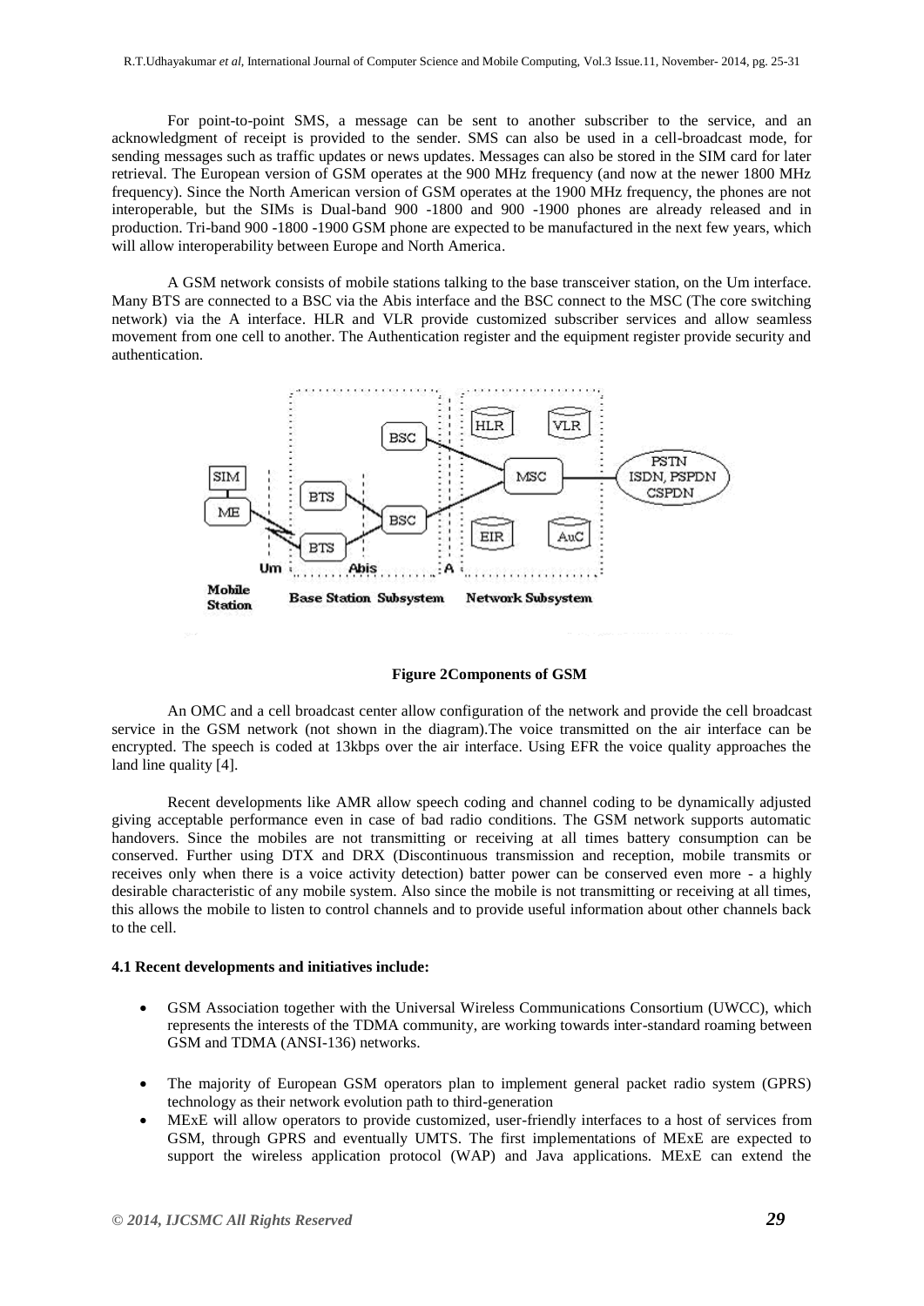For point-to-point SMS, a message can be sent to another subscriber to the service, and an acknowledgment of receipt is provided to the sender. SMS can also be used in a cell-broadcast mode, for sending messages such as traffic updates or news updates. Messages can also be stored in the SIM card for later retrieval. The European version of GSM operates at the 900 MHz frequency (and now at the newer 1800 MHz frequency). Since the North American version of GSM operates at the 1900 MHz frequency, the phones are not interoperable, but the SIMs is Dual-band 900 -1800 and 900 -1900 phones are already released and in production. Tri-band 900 -1800 -1900 GSM phone are expected to be manufactured in the next few years, which will allow interoperability between Europe and North America.

A GSM network consists of mobile stations talking to the base transceiver station, on the Um interface. Many BTS are connected to a BSC via the Abis interface and the BSC connect to the MSC (The core switching network) via the A interface. HLR and VLR provide customized subscriber services and allow seamless movement from one cell to another. The Authentication register and the equipment register provide security and authentication.

**Figure 2Components of GSM**

An OMC and a cell broadcast center allow configuration of the network and provide the cell broadcast service in the GSM network (not shown in the diagram).The voice transmitted on the air interface can be encrypted. The speech is coded at 13kbps over the air interface. Using EFR the voice quality approaches the land line quality [4].

Recent developments like AMR allow speech coding and channel coding to be dynamically adjusted giving acceptable performance even in case of bad radio conditions. The GSM network supports automatic handovers. Since the mobiles are not transmitting or receiving at all times battery consumption can be conserved. Further using DTX and DRX (Discontinuous transmission and reception, mobile transmits or receives only when there is a voice activity detection) batter power can be conserved even more - a highly desirable characteristic of any mobile system. Also since the mobile is not transmitting or receiving at all times, this allows the mobile to listen to control channels and to provide useful information about other channels back to the cell.

#### 4.1 Recent developments and initiatives include:

- GSM Association together with the Universal Wireless Communications Consortium (UWCC), which represents the interests of the TDMA community, are working towards inter-standard roaming between GSM and TDMA (ANSI-136) networks.
- The majority of European GSM operators plan to implement general packet radio system (GPRS) technology as their network evolution path to third-generation
- MExE will allow operators to provide customized, user-friendly interfaces to a host of services from GSM, through GPRS and eventually UMTS. The first implementations of MExE are expected to support the wireless application protocol (WAP) and Java applications. MExE can extend the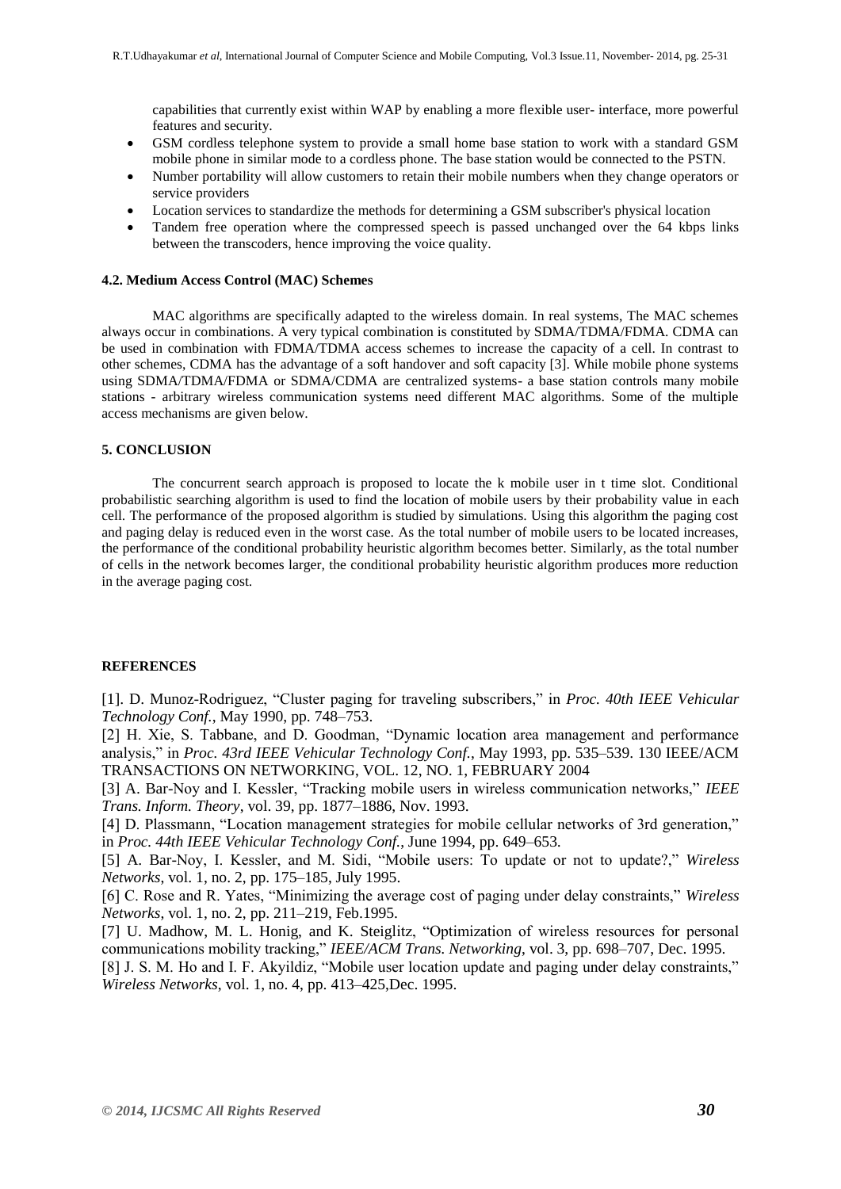capabilities that currently exist within WAP by enabling a more flexible user- interface, more powerful features and security.

- GSM cordless telephone system to provide a small home base station to work with a standard GSM mobile phone in similar mode to a cordless phone. The base station would be connected to the PSTN.
- Number portability will allow customers to retain their mobile numbers when they change operators or service providers
- Location services to standardize the methods for determining a GSM subscriber's physical location
- Tandem free operation where the compressed speech is passed unchanged over the 64 kbps links between the transcoders, hence improving the voice quality.

#### 4.2. Medium Access Control (MAC) Schemes

MAC algorithms are specifically adapted to the wireless domain. In real systems, The MAC schemes always occur in combinations. A very typical combination is constituted by SDMA/TDMA/FDMA. CDMA can be used in combination with FDMA/TDMA access schemes to increase the capacity of a cell. In contrast to other schemes, CDMA has the advantage of a soft handover and soft capacity [3]. While mobile phone systems using SDMA/TDMA/FDMA or SDMA/CDMA are centralized systems- a base station controls many mobile stations - arbitrary wireless communication systems need different MAC algorithms. Some of the multiple access mechanisms are given below.

### 5. CONCLUSION

The concurrent search approach is proposed to locate the k mobile user in t time slot. Conditional probabilistic searching algorithm is used to find the location of mobile users by their probability value in each cell. The performance of the proposed algorithm is studied by simulations. Using this algorithm the paging cost and paging delay is reduced even in the worst case. As the total number of mobile users to be located increases, the performance of the conditional probability heuristic algorithm becomes better. Similarly, as the total number of cells in the network becomes larger, the conditional probability heuristic algorithm produces more reduction in the average paging cost.

### REFERENCES

[1]. D. Munoz-Rodriguez, "Cluster paging for traveling subscribers," in *Proc. 40th IEEE Vehicular Technology Conf.*, May 1990, pp. 748–753.

[2] H. Xie, S. Tabbane, and D. Goodman, "Dynamic location area management and performance analysis," in *Proc. 43rd IEEE Vehicular Technology Conf.*, May 1993, pp. 535–539. 130 IEEE/ACM TRANSACTIONS ON NETWORKING, VOL. 12, NO. 1, FEBRUARY 2004

[3] A. Bar-Noy and I. Kessler, "Tracking mobile users in wireless communication networks," *IEEE Trans. Inform. Theory*, vol. 39, pp. 1877–1886, Nov. 1993.

[4] D. Plassmann, "Location management strategies for mobile cellular networks of 3rd generation," in *Proc. 44th IEEE Vehicular Technology Conf.*, June 1994, pp. 649–653.

[5] A. Bar-Noy, I. Kessler, and M. Sidi, "Mobile users: To update or not to update?," *Wireless Networks*, vol. 1, no. 2, pp. 175–185, July 1995.

[6] C. Rose and R. Yates, "Minimizing the average cost of paging under delay constraints," *Wireless Networks*, vol. 1, no. 2, pp. 211–219, Feb.1995.

[7] U. Madhow, M. L. Honig, and K. Steiglitz, "Optimization of wireless resources for personal communications mobility tracking," *IEEE/ACM Trans. Networking*, vol. 3, pp. 698–707, Dec. 1995.

[8] J. S. M. Ho and I. F. Akyildiz, "Mobile user location update and paging under delay constraints," *Wireless Networks*, vol. 1, no. 4, pp. 413–425,Dec. 1995.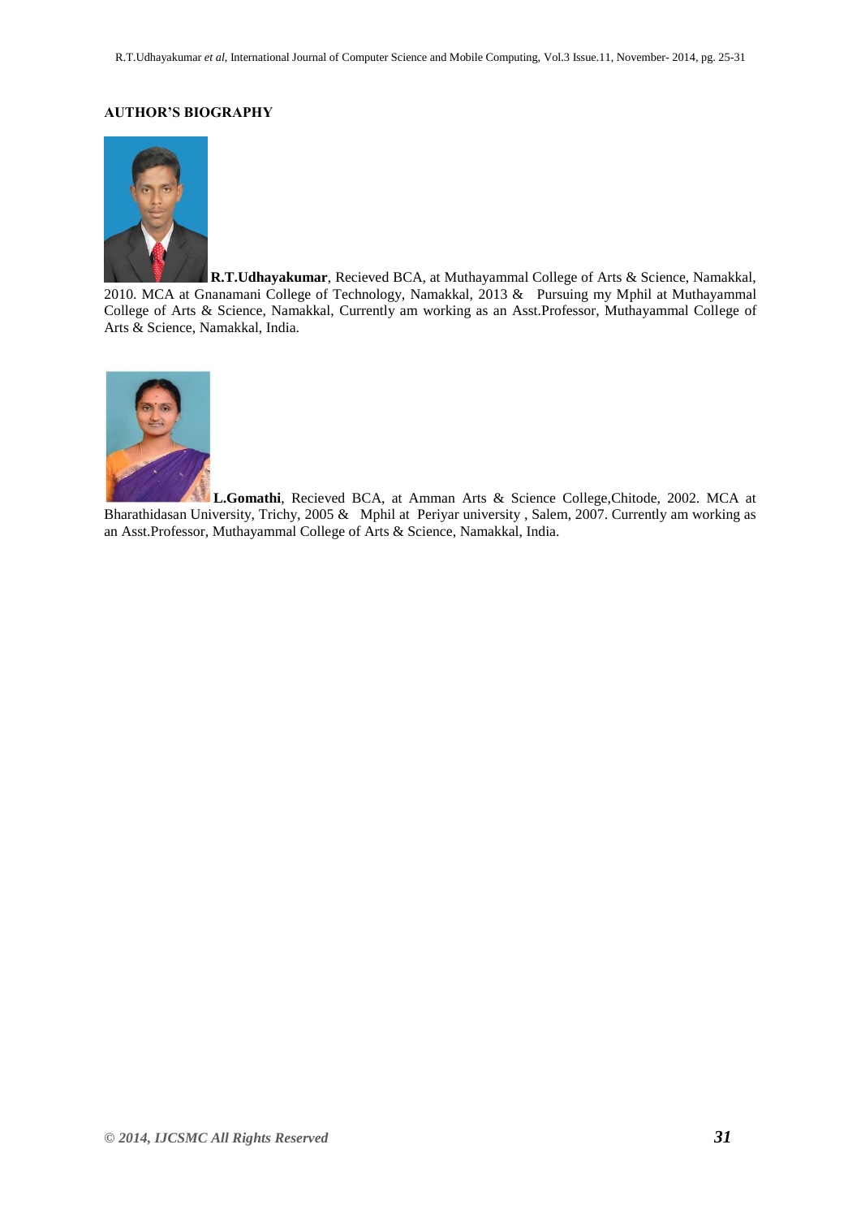**AUTHOR'S BIOGRAPHY**

**R.T.Udhayakumar**, Recieved BCA, at Muthayammal College of Arts & Science, Namakkal, 2010. MCA at Gnanamani College of Technology, Namakkal, 2013 & Pursuing my Mphil at Muthayammal College of Arts & Science, Namakkal, Currently am working as an Asst.Professor, Muthayammal College of Arts & Science, Namakkal, India.

**L.Gomathi**, Recieved BCA, at Amman Arts & Science College,Chitode, 2002. MCA at Bharathidasan University, Trichy, 2005 & Mphil at Periyar university , Salem, 2007. Currently am working as an Asst.Professor, Muthayammal College of Arts & Science, Namakkal, India.